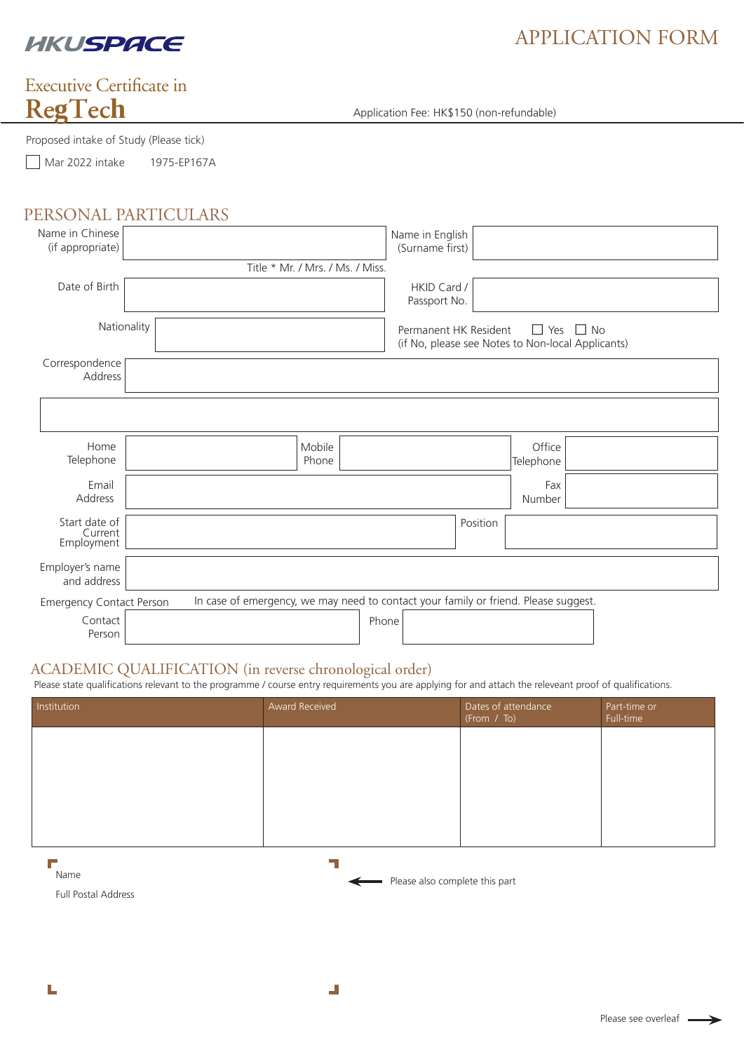HKUSPACE

# APPLICATION FORM

Executive Certificate in

# RegTech

Application Fee: HK$150 (non-refundable)

Proposed intake of Study (Please tick)

☐ Mar 2022 intake 1975-EP167A

## PERSONAL PARTICULARS

| | | | |
|---|---|---|---|
| Name in Chinese (if appropriate) | | Name in English (Surname first) | |
| | Title * Mr. / Mrs. / Ms. / Miss. | | |
| Date of Birth | | HKID Card / Passport No. | |
| Nationality | | Permanent HK Resident ☐ Yes ☐ No (if No, please see Notes to Non-local Applicants) | |
| Correspondence Address | | | |
| | | | |

| | | | | | |
|---|---|---|---|---|---|
| Home Telephone | | Mobile Phone | | Office Telephone | |
| Email Address | | | | Fax Number | |
| Start date of Current Employment | | | | Position | |
| Employer's name and address | | | | | |

Emergency Contact Person In case of emergency, we may need to contact your family or friend. Please suggest.

| | | | |
|---|---|---|---|
| Contact Person | | Phone | |

## ACADEMIC QUALIFICATION (in reverse chronological order)

Please state qualifications relevant to the programme / course entry requirements you are applying for and attach the releveant proof of qualifications.

| Institution | Award Received | Dates of attendance (From / To) | Part-time or Full-time |
|---|---|---|---|
| | | | |

Name

Full Postal Address

Please also complete this part

Please see overleaf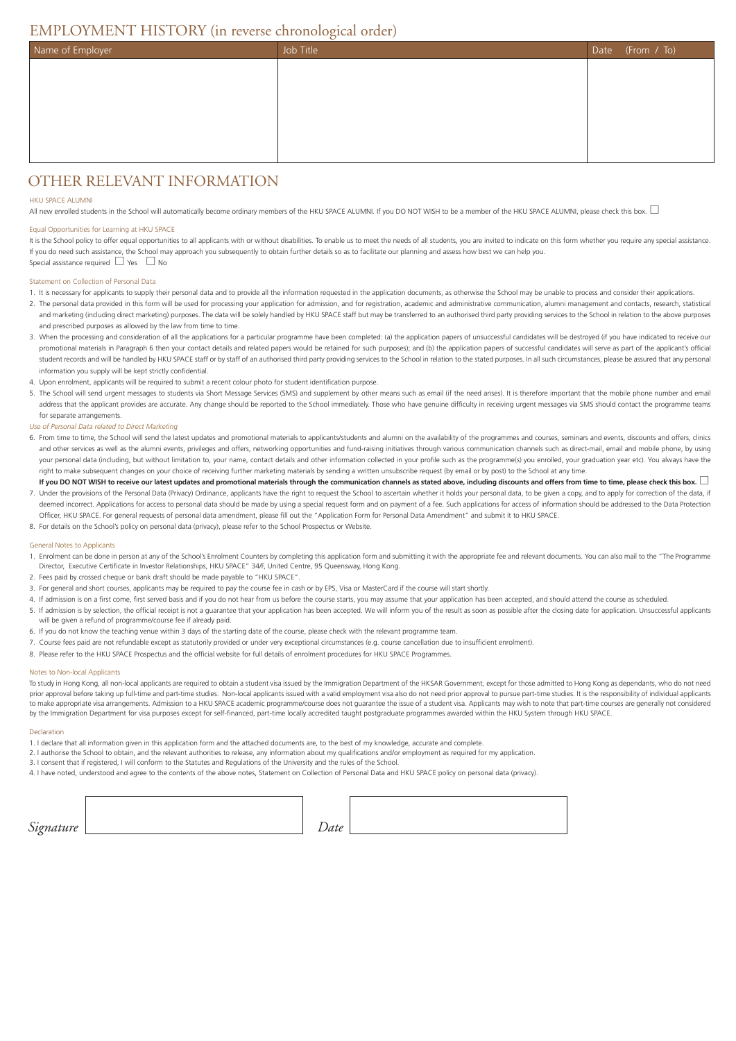## EMPLOYMENT HISTORY (in reverse chronological order)

| Name of Employer | Job Title | Date (From / To) |
|---|---|---|
| | | |

## OTHER RELEVANT INFORMATION

### HKU SPACE ALUMNI

All new enrolled students in the School will automatically become ordinary members of the HKU SPACE ALUMNI. If you DO NOT WISH to be a member of the HKU SPACE ALUMNI, please check this box. ☐

### Equal Opportunities for Learning at HKU SPACE

It is the School policy to offer equal opportunities to all applicants with or without disabilities. To enable us to meet the needs of all students, you are invited to indicate on this form whether you require any special assistance. If you do need such assistance, the School may approach you subsequently to obtain further details so as to facilitate our planning and assess how best we can help you.

Special assistance required ☐ Yes ☐ No

### Statement on Collection of Personal Data

1. It is necessary for applicants to supply their personal data and to provide all the information requested in the application documents, as otherwise the School may be unable to process and consider their applications.
2. The personal data provided in this form will be used for processing your application for admission, and for registration, academic and administrative communication, alumni management and contacts, research, statistical and marketing (including direct marketing) purposes. The data will be solely handled by HKU SPACE staff but may be transferred to an authorised third party providing services to the School in relation to the above purposes and prescribed purposes as allowed by the law from time to time.
3. When the processing and consideration of all the applications for a particular programme have been completed: (a) the application papers of unsuccessful candidates will be destroyed (if you have indicated to receive our promotional materials in Paragraph 6 then your contact details and related papers would be retained for such purposes); and (b) the application papers of successful candidates will serve as part of the applicant's official student records and will be handled by HKU SPACE staff or by staff of an authorised third party providing services to the School in relation to the stated purposes. In all such circumstances, please be assured that any personal information you supply will be kept strictly confidential.
4. Upon enrolment, applicants will be required to submit a recent colour photo for student identification purpose.
5. The School will send urgent messages to students via Short Message Services (SMS) and supplement by other means such as email (if the need arises). It is therefore important that the mobile phone number and email address that the applicant provides are accurate. Any change should be reported to the School immediately. Those who have genuine difficulty in receiving urgent messages via SMS should contact the programme teams for separate arrangements.

*Use of Personal Data related to Direct Marketing*

6. From time to time, the School will send the latest updates and promotional materials to applicants/students and alumni on the availability of the programmes and courses, seminars and events, discounts and offers, clinics and other services as well as the alumni events, privileges and offers, networking opportunities and fund-raising initiatives through various communication channels such as direct-mail, email and mobile phone, by using your personal data (including, but without limitation to, your name, contact details and other information collected in your profile such as the programme(s) you enrolled, your graduation year etc). You always have the right to make subsequent changes on your choice of receiving further marketing materials by sending a written unsubscribe request (by email or by post) to the School at any time.
   **If you DO NOT WISH to receive our latest updates and promotional materials through the communication channels as stated above, including discounts and offers from time to time, please check this box.** ☐
7. Under the provisions of the Personal Data (Privacy) Ordinance, applicants have the right to request the School to ascertain whether it holds your personal data, to be given a copy, and to apply for correction of the data, if deemed incorrect. Applications for access to personal data should be made by using a special request form and on payment of a fee. Such applications for access of information should be addressed to the Data Protection Officer, HKU SPACE. For general requests of personal data amendment, please fill out the "Application Form for Personal Data Amendment" and submit it to HKU SPACE.
8. For details on the School's policy on personal data (privacy), please refer to the School Prospectus or Website.

### General Notes to Applicants

1. Enrolment can be done in person at any of the School's Enrolment Counters by completing this application form and submitting it with the appropriate fee and relevant documents. You can also mail to the "The Programme Director, Executive Certificate in Investor Relationships, HKU SPACE" 34/F, United Centre, 95 Queensway, Hong Kong.
2. Fees paid by crossed cheque or bank draft should be made payable to "HKU SPACE".
3. For general and short courses, applicants may be required to pay the course fee in cash or by EPS, Visa or MasterCard if the course will start shortly.
4. If admission is on a first come, first served basis and if you do not hear from us before the course starts, you may assume that your application has been accepted, and should attend the course as scheduled.
5. If admission is by selection, the official receipt is not a guarantee that your application has been accepted. We will inform you of the result as soon as possible after the closing date for application. Unsuccessful applicants will be given a refund of programme/course fee if already paid.
6. If you do not know the teaching venue within 3 days of the starting date of the course, please check with the relevant programme team.
7. Course fees paid are not refundable except as statutorily provided or under very exceptional circumstances (e.g. course cancellation due to insufficient enrolment).
8. Please refer to the HKU SPACE Prospectus and the official website for full details of enrolment procedures for HKU SPACE Programmes.

### Notes to Non-local Applicants

To study in Hong Kong, all non-local applicants are required to obtain a student visa issued by the Immigration Department of the HKSAR Government, except for those admitted to Hong Kong as dependants, who do not need prior approval before taking up full-time and part-time studies. Non-local applicants issued with a valid employment visa also do not need prior approval to pursue part-time studies. It is the responsibility of individual applicants to make appropriate visa arrangements. Admission to a HKU SPACE academic programme/course does not guarantee the issue of a student visa. Applicants may wish to note that part-time courses are generally not considered by the Immigration Department for visa purposes except for self-financed, part-time locally accredited taught postgraduate programmes awarded within the HKU System through HKU SPACE.

### Declaration

1. I declare that all information given in this application form and the attached documents are, to the best of my knowledge, accurate and complete.
2. I authorise the School to obtain, and the relevant authorities to release, any information about my qualifications and/or employment as required for my application.
3. I consent that if registered, I will conform to the Statutes and Regulations of the University and the rules of the School.
4. I have noted, understood and agree to the contents of the above notes, Statement on Collection of Personal Data and HKU SPACE policy on personal data (privacy).

*Signature* ____________________ *Date* ____________________